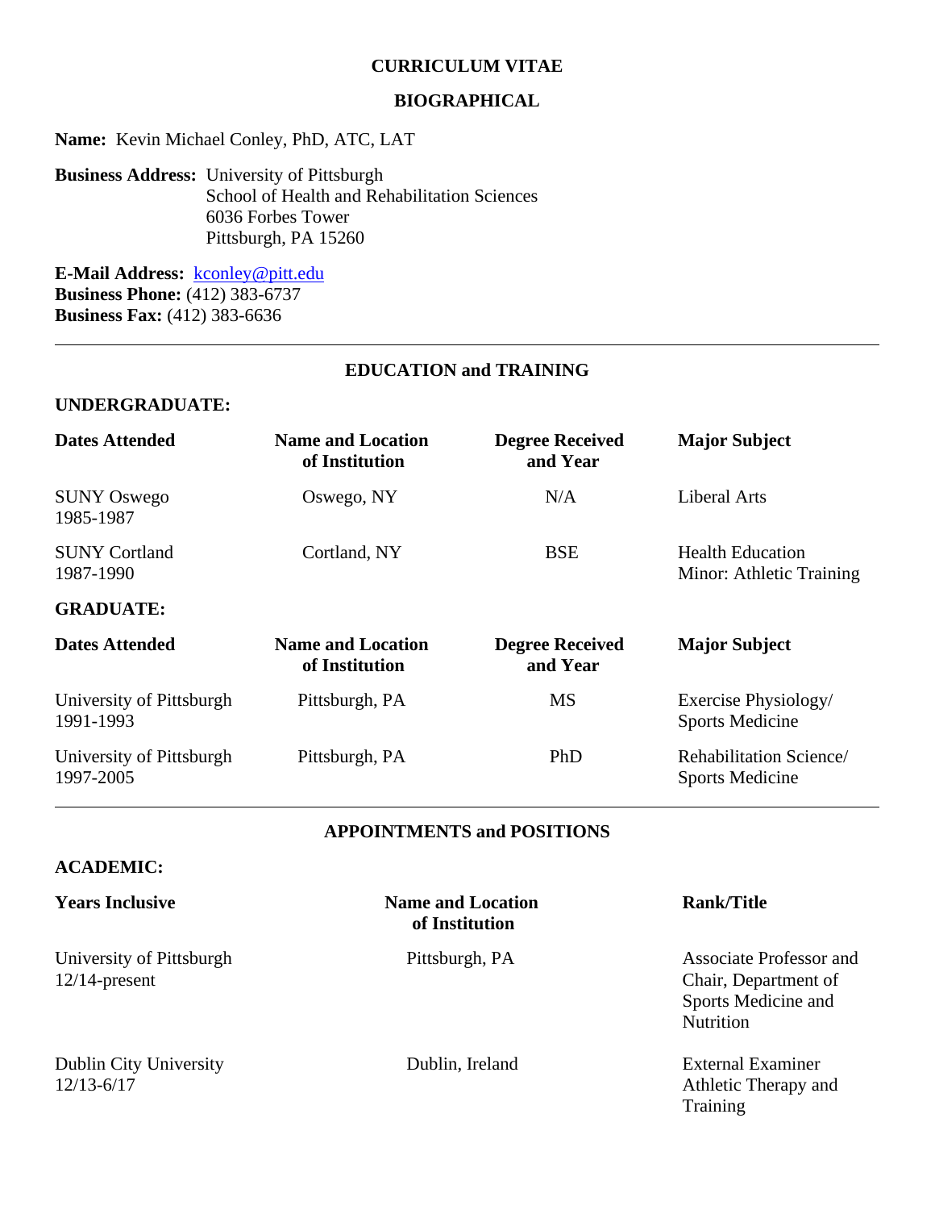# CURRICULUM VITAE

## BIOGRAPHICAL

**Name:** Kevin Michael Conley, PhD, ATC, LAT

**Business Address:** University of Pittsburgh
School of Health and Rehabilitation Sciences
6036 Forbes Tower
Pittsburgh, PA 15260

**E-Mail Address:** kconley@pitt.edu
**Business Phone:** (412) 383-6737
**Business Fax:** (412) 383-6636

---

## EDUCATION and TRAINING

### UNDERGRADUATE:

| Dates Attended | Name and Location of Institution | Degree Received and Year | Major Subject |
|---|---|---|---|
| SUNY Oswego 1985-1987 | Oswego, NY | N/A | Liberal Arts |
| SUNY Cortland 1987-1990 | Cortland, NY | BSE | Health Education Minor: Athletic Training |

### GRADUATE:

| Dates Attended | Name and Location of Institution | Degree Received and Year | Major Subject |
|---|---|---|---|
| University of Pittsburgh 1991-1993 | Pittsburgh, PA | MS | Exercise Physiology/ Sports Medicine |
| University of Pittsburgh 1997-2005 | Pittsburgh, PA | PhD | Rehabilitation Science/ Sports Medicine |

---

## APPOINTMENTS and POSITIONS

### ACADEMIC:

| Years Inclusive | Name and Location of Institution | Rank/Title |
|---|---|---|
| University of Pittsburgh 12/14-present | Pittsburgh, PA | Associate Professor and Chair, Department of Sports Medicine and Nutrition |
| Dublin City University 12/13-6/17 | Dublin, Ireland | External Examiner Athletic Therapy and Training |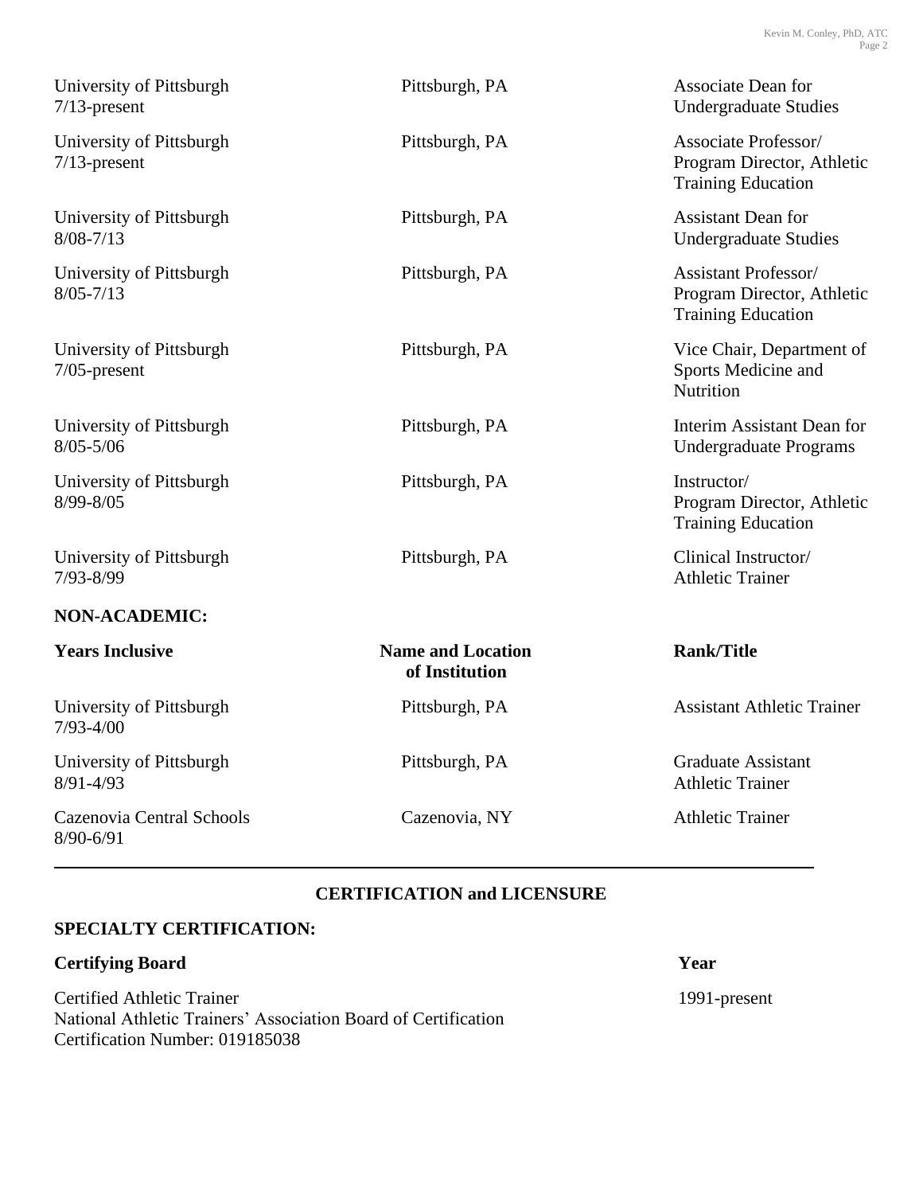| | | |
|---|---|---|
| University of Pittsburgh<br>7/13-present | Pittsburgh, PA | Associate Dean for Undergraduate Studies |
| University of Pittsburgh<br>7/13-present | Pittsburgh, PA | Associate Professor/ Program Director, Athletic Training Education |
| University of Pittsburgh<br>8/08-7/13 | Pittsburgh, PA | Assistant Dean for Undergraduate Studies |
| University of Pittsburgh<br>8/05-7/13 | Pittsburgh, PA | Assistant Professor/ Program Director, Athletic Training Education |
| University of Pittsburgh<br>7/05-present | Pittsburgh, PA | Vice Chair, Department of Sports Medicine and Nutrition |
| University of Pittsburgh<br>8/05-5/06 | Pittsburgh, PA | Interim Assistant Dean for Undergraduate Programs |
| University of Pittsburgh<br>8/99-8/05 | Pittsburgh, PA | Instructor/ Program Director, Athletic Training Education |
| University of Pittsburgh<br>7/93-8/99 | Pittsburgh, PA | Clinical Instructor/ Athletic Trainer |

**NON-ACADEMIC:**

| Years Inclusive | Name and Location of Institution | Rank/Title |
|---|---|---|
| University of Pittsburgh<br>7/93-4/00 | Pittsburgh, PA | Assistant Athletic Trainer |
| University of Pittsburgh<br>8/91-4/93 | Pittsburgh, PA | Graduate Assistant Athletic Trainer |
| Cazenovia Central Schools<br>8/90-6/91 | Cazenovia, NY | Athletic Trainer |

---

## CERTIFICATION and LICENSURE

**SPECIALTY CERTIFICATION:**

| Certifying Board | Year |
|---|---|
| Certified Athletic Trainer<br>National Athletic Trainers' Association Board of Certification<br>Certification Number: 019185038 | 1991-present |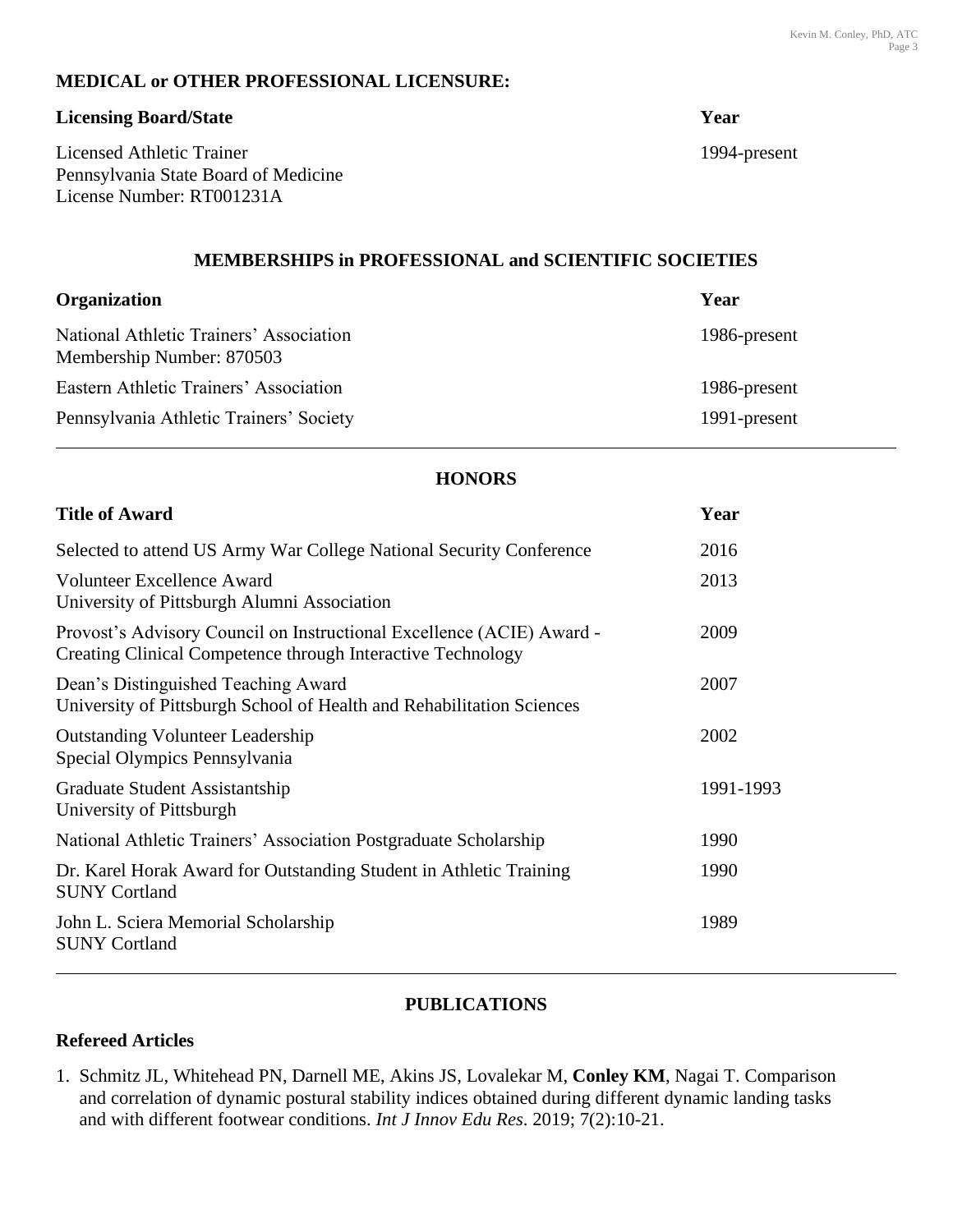## MEDICAL or OTHER PROFESSIONAL LICENSURE:

| Licensing Board/State | Year |
|---|---|
| Licensed Athletic Trainer<br>Pennsylvania State Board of Medicine<br>License Number: RT001231A | 1994-present |

## MEMBERSHIPS in PROFESSIONAL and SCIENTIFIC SOCIETIES

| Organization | Year |
|---|---|
| National Athletic Trainers' Association<br>Membership Number: 870503 | 1986-present |
| Eastern Athletic Trainers' Association | 1986-present |
| Pennsylvania Athletic Trainers' Society | 1991-present |

## HONORS

| Title of Award | Year |
|---|---|
| Selected to attend US Army War College National Security Conference | 2016 |
| Volunteer Excellence Award<br>University of Pittsburgh Alumni Association | 2013 |
| Provost's Advisory Council on Instructional Excellence (ACIE) Award - Creating Clinical Competence through Interactive Technology | 2009 |
| Dean's Distinguished Teaching Award<br>University of Pittsburgh School of Health and Rehabilitation Sciences | 2007 |
| Outstanding Volunteer Leadership<br>Special Olympics Pennsylvania | 2002 |
| Graduate Student Assistantship<br>University of Pittsburgh | 1991-1993 |
| National Athletic Trainers' Association Postgraduate Scholarship | 1990 |
| Dr. Karel Horak Award for Outstanding Student in Athletic Training<br>SUNY Cortland | 1990 |
| John L. Sciera Memorial Scholarship<br>SUNY Cortland | 1989 |

## PUBLICATIONS

### Refereed Articles

1. Schmitz JL, Whitehead PN, Darnell ME, Akins JS, Lovalekar M, **Conley KM**, Nagai T. Comparison and correlation of dynamic postural stability indices obtained during different dynamic landing tasks and with different footwear conditions. *Int J Innov Edu Res*. 2019; 7(2):10-21.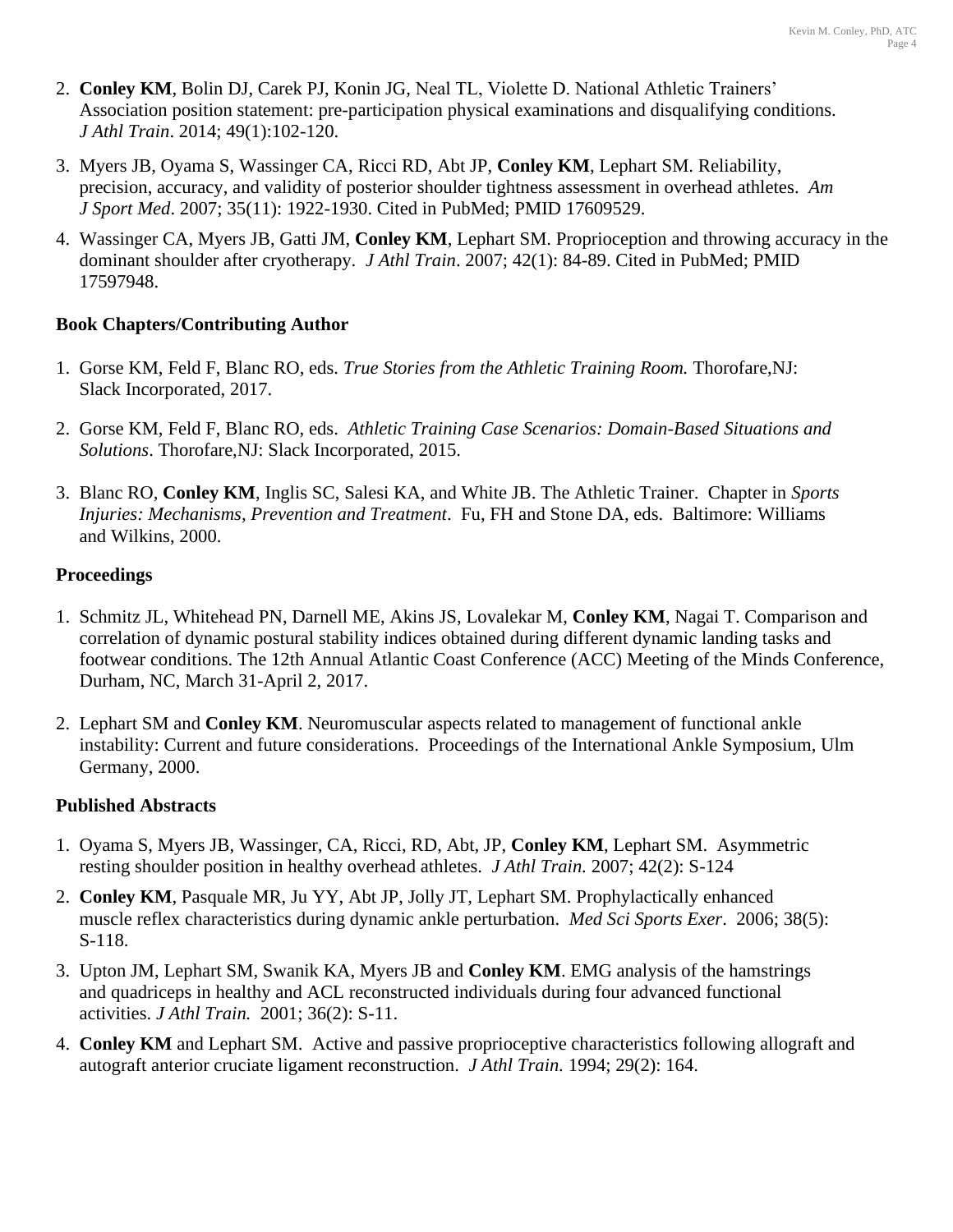2. **Conley KM**, Bolin DJ, Carek PJ, Konin JG, Neal TL, Violette D. National Athletic Trainers' Association position statement: pre-participation physical examinations and disqualifying conditions. *J Athl Train*. 2014; 49(1):102-120.

3. Myers JB, Oyama S, Wassinger CA, Ricci RD, Abt JP, **Conley KM**, Lephart SM. Reliability, precision, accuracy, and validity of posterior shoulder tightness assessment in overhead athletes. *Am J Sport Med*. 2007; 35(11): 1922-1930. Cited in PubMed; PMID 17609529.

4. Wassinger CA, Myers JB, Gatti JM, **Conley KM**, Lephart SM. Proprioception and throwing accuracy in the dominant shoulder after cryotherapy. *J Athl Train*. 2007; 42(1): 84-89. Cited in PubMed; PMID 17597948.

**Book Chapters/Contributing Author**

1. Gorse KM, Feld F, Blanc RO, eds. *True Stories from the Athletic Training Room.* Thorofare,NJ: Slack Incorporated, 2017.

2. Gorse KM, Feld F, Blanc RO, eds. *Athletic Training Case Scenarios: Domain-Based Situations and Solutions*. Thorofare,NJ: Slack Incorporated, 2015.

3. Blanc RO, **Conley KM**, Inglis SC, Salesi KA, and White JB. The Athletic Trainer. Chapter in *Sports Injuries: Mechanisms, Prevention and Treatment*. Fu, FH and Stone DA, eds. Baltimore: Williams and Wilkins, 2000.

**Proceedings**

1. Schmitz JL, Whitehead PN, Darnell ME, Akins JS, Lovalekar M, **Conley KM**, Nagai T. Comparison and correlation of dynamic postural stability indices obtained during different dynamic landing tasks and footwear conditions. The 12th Annual Atlantic Coast Conference (ACC) Meeting of the Minds Conference, Durham, NC, March 31-April 2, 2017.

2. Lephart SM and **Conley KM**. Neuromuscular aspects related to management of functional ankle instability: Current and future considerations. Proceedings of the International Ankle Symposium, Ulm Germany, 2000.

**Published Abstracts**

1. Oyama S, Myers JB, Wassinger, CA, Ricci, RD, Abt, JP, **Conley KM**, Lephart SM. Asymmetric resting shoulder position in healthy overhead athletes. *J Athl Train.* 2007; 42(2): S-124

2. **Conley KM**, Pasquale MR, Ju YY, Abt JP, Jolly JT, Lephart SM. Prophylactically enhanced muscle reflex characteristics during dynamic ankle perturbation. *Med Sci Sports Exer*. 2006; 38(5): S-118.

3. Upton JM, Lephart SM, Swanik KA, Myers JB and **Conley KM**. EMG analysis of the hamstrings and quadriceps in healthy and ACL reconstructed individuals during four advanced functional activities. *J Athl Train.* 2001; 36(2): S-11.

4. **Conley KM** and Lephart SM. Active and passive proprioceptive characteristics following allograft and autograft anterior cruciate ligament reconstruction. *J Athl Train.* 1994; 29(2): 164.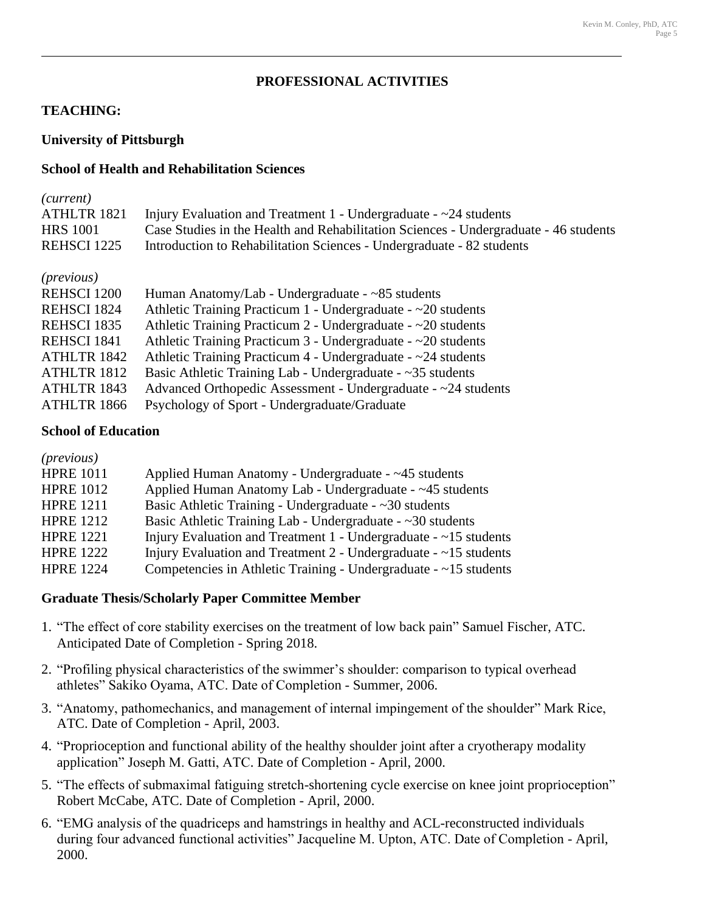## PROFESSIONAL ACTIVITIES

### TEACHING:

**University of Pittsburgh**

**School of Health and Rehabilitation Sciences**

*(current)*

| | |
|---|---|
| ATHLTR 1821 | Injury Evaluation and Treatment 1 - Undergraduate - ~24 students |
| HRS 1001 | Case Studies in the Health and Rehabilitation Sciences - Undergraduate - 46 students |
| REHSCI 1225 | Introduction to Rehabilitation Sciences - Undergraduate - 82 students |

*(previous)*

| | |
|---|---|
| REHSCI 1200 | Human Anatomy/Lab - Undergraduate - ~85 students |
| REHSCI 1824 | Athletic Training Practicum 1 - Undergraduate - ~20 students |
| REHSCI 1835 | Athletic Training Practicum 2 - Undergraduate - ~20 students |
| REHSCI 1841 | Athletic Training Practicum 3 - Undergraduate - ~20 students |
| ATHLTR 1842 | Athletic Training Practicum 4 - Undergraduate - ~24 students |
| ATHLTR 1812 | Basic Athletic Training Lab - Undergraduate - ~35 students |
| ATHLTR 1843 | Advanced Orthopedic Assessment - Undergraduate - ~24 students |
| ATHLTR 1866 | Psychology of Sport - Undergraduate/Graduate |

**School of Education**

*(previous)*

| | |
|---|---|
| HPRE 1011 | Applied Human Anatomy - Undergraduate - ~45 students |
| HPRE 1012 | Applied Human Anatomy Lab - Undergraduate - ~45 students |
| HPRE 1211 | Basic Athletic Training - Undergraduate - ~30 students |
| HPRE 1212 | Basic Athletic Training Lab - Undergraduate - ~30 students |
| HPRE 1221 | Injury Evaluation and Treatment 1 - Undergraduate - ~15 students |
| HPRE 1222 | Injury Evaluation and Treatment 2 - Undergraduate - ~15 students |
| HPRE 1224 | Competencies in Athletic Training - Undergraduate - ~15 students |

**Graduate Thesis/Scholarly Paper Committee Member**

1. "The effect of core stability exercises on the treatment of low back pain" Samuel Fischer, ATC. Anticipated Date of Completion - Spring 2018.
2. "Profiling physical characteristics of the swimmer's shoulder: comparison to typical overhead athletes" Sakiko Oyama, ATC. Date of Completion - Summer, 2006.
3. "Anatomy, pathomechanics, and management of internal impingement of the shoulder" Mark Rice, ATC. Date of Completion - April, 2003.
4. "Proprioception and functional ability of the healthy shoulder joint after a cryotherapy modality application" Joseph M. Gatti, ATC. Date of Completion - April, 2000.
5. "The effects of submaximal fatiguing stretch-shortening cycle exercise on knee joint proprioception" Robert McCabe, ATC. Date of Completion - April, 2000.
6. "EMG analysis of the quadriceps and hamstrings in healthy and ACL-reconstructed individuals during four advanced functional activities" Jacqueline M. Upton, ATC. Date of Completion - April, 2000.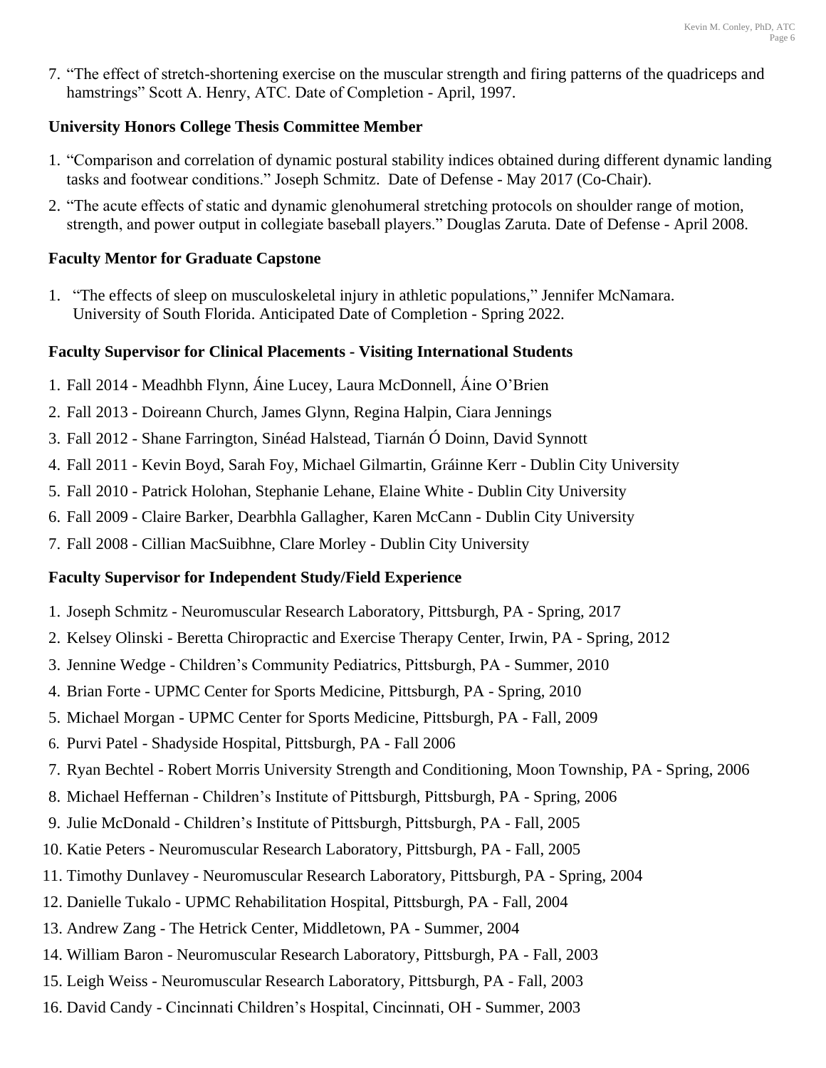7. "The effect of stretch-shortening exercise on the muscular strength and firing patterns of the quadriceps and hamstrings" Scott A. Henry, ATC. Date of Completion - April, 1997.

**University Honors College Thesis Committee Member**

1. "Comparison and correlation of dynamic postural stability indices obtained during different dynamic landing tasks and footwear conditions." Joseph Schmitz. Date of Defense - May 2017 (Co-Chair).
2. "The acute effects of static and dynamic glenohumeral stretching protocols on shoulder range of motion, strength, and power output in collegiate baseball players." Douglas Zaruta. Date of Defense - April 2008.

**Faculty Mentor for Graduate Capstone**

1. "The effects of sleep on musculoskeletal injury in athletic populations," Jennifer McNamara. University of South Florida. Anticipated Date of Completion - Spring 2022.

**Faculty Supervisor for Clinical Placements - Visiting International Students**

1. Fall 2014 - Meadhbh Flynn, Áine Lucey, Laura McDonnell, Áine O'Brien
2. Fall 2013 - Doireann Church, James Glynn, Regina Halpin, Ciara Jennings
3. Fall 2012 - Shane Farrington, Sinéad Halstead, Tiarnán Ó Doinn, David Synnott
4. Fall 2011 - Kevin Boyd, Sarah Foy, Michael Gilmartin, Gráinne Kerr - Dublin City University
5. Fall 2010 - Patrick Holohan, Stephanie Lehane, Elaine White - Dublin City University
6. Fall 2009 - Claire Barker, Dearbhla Gallagher, Karen McCann - Dublin City University
7. Fall 2008 - Cillian MacSuibhne, Clare Morley - Dublin City University

**Faculty Supervisor for Independent Study/Field Experience**

1. Joseph Schmitz - Neuromuscular Research Laboratory, Pittsburgh, PA - Spring, 2017
2. Kelsey Olinski - Beretta Chiropractic and Exercise Therapy Center, Irwin, PA - Spring, 2012
3. Jennine Wedge - Children's Community Pediatrics, Pittsburgh, PA - Summer, 2010
4. Brian Forte - UPMC Center for Sports Medicine, Pittsburgh, PA - Spring, 2010
5. Michael Morgan - UPMC Center for Sports Medicine, Pittsburgh, PA - Fall, 2009
6. Purvi Patel - Shadyside Hospital, Pittsburgh, PA - Fall 2006
7. Ryan Bechtel - Robert Morris University Strength and Conditioning, Moon Township, PA - Spring, 2006
8. Michael Heffernan - Children's Institute of Pittsburgh, Pittsburgh, PA - Spring, 2006
9. Julie McDonald - Children's Institute of Pittsburgh, Pittsburgh, PA - Fall, 2005
10. Katie Peters - Neuromuscular Research Laboratory, Pittsburgh, PA - Fall, 2005
11. Timothy Dunlavey - Neuromuscular Research Laboratory, Pittsburgh, PA - Spring, 2004
12. Danielle Tukalo - UPMC Rehabilitation Hospital, Pittsburgh, PA - Fall, 2004
13. Andrew Zang - The Hetrick Center, Middletown, PA - Summer, 2004
14. William Baron - Neuromuscular Research Laboratory, Pittsburgh, PA - Fall, 2003
15. Leigh Weiss - Neuromuscular Research Laboratory, Pittsburgh, PA - Fall, 2003
16. David Candy - Cincinnati Children's Hospital, Cincinnati, OH - Summer, 2003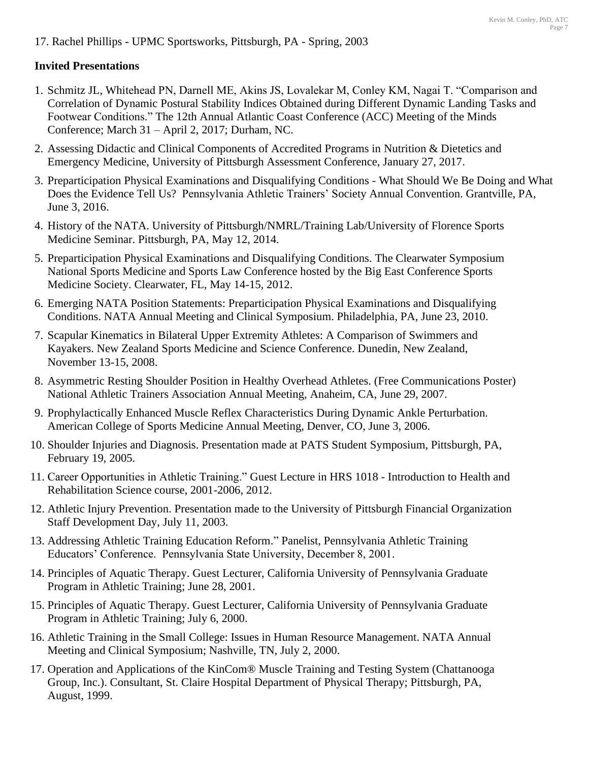17. Rachel Phillips - UPMC Sportsworks, Pittsburgh, PA - Spring, 2003

**Invited Presentations**

1. Schmitz JL, Whitehead PN, Darnell ME, Akins JS, Lovalekar M, Conley KM, Nagai T. "Comparison and Correlation of Dynamic Postural Stability Indices Obtained during Different Dynamic Landing Tasks and Footwear Conditions." The 12th Annual Atlantic Coast Conference (ACC) Meeting of the Minds Conference; March 31 – April 2, 2017; Durham, NC.
2. Assessing Didactic and Clinical Components of Accredited Programs in Nutrition & Dietetics and Emergency Medicine, University of Pittsburgh Assessment Conference, January 27, 2017.
3. Preparticipation Physical Examinations and Disqualifying Conditions - What Should We Be Doing and What Does the Evidence Tell Us? Pennsylvania Athletic Trainers' Society Annual Convention. Grantville, PA, June 3, 2016.
4. History of the NATA. University of Pittsburgh/NMRL/Training Lab/University of Florence Sports Medicine Seminar. Pittsburgh, PA, May 12, 2014.
5. Preparticipation Physical Examinations and Disqualifying Conditions. The Clearwater Symposium National Sports Medicine and Sports Law Conference hosted by the Big East Conference Sports Medicine Society. Clearwater, FL, May 14-15, 2012.
6. Emerging NATA Position Statements: Preparticipation Physical Examinations and Disqualifying Conditions. NATA Annual Meeting and Clinical Symposium. Philadelphia, PA, June 23, 2010.
7. Scapular Kinematics in Bilateral Upper Extremity Athletes: A Comparison of Swimmers and Kayakers. New Zealand Sports Medicine and Science Conference. Dunedin, New Zealand, November 13-15, 2008.
8. Asymmetric Resting Shoulder Position in Healthy Overhead Athletes. (Free Communications Poster) National Athletic Trainers Association Annual Meeting, Anaheim, CA, June 29, 2007.
9. Prophylactically Enhanced Muscle Reflex Characteristics During Dynamic Ankle Perturbation. American College of Sports Medicine Annual Meeting, Denver, CO, June 3, 2006.
10. Shoulder Injuries and Diagnosis. Presentation made at PATS Student Symposium, Pittsburgh, PA, February 19, 2005.
11. Career Opportunities in Athletic Training." Guest Lecture in HRS 1018 - Introduction to Health and Rehabilitation Science course, 2001-2006, 2012.
12. Athletic Injury Prevention. Presentation made to the University of Pittsburgh Financial Organization Staff Development Day, July 11, 2003.
13. Addressing Athletic Training Education Reform." Panelist, Pennsylvania Athletic Training Educators' Conference. Pennsylvania State University, December 8, 2001.
14. Principles of Aquatic Therapy. Guest Lecturer, California University of Pennsylvania Graduate Program in Athletic Training; June 28, 2001.
15. Principles of Aquatic Therapy. Guest Lecturer, California University of Pennsylvania Graduate Program in Athletic Training; July 6, 2000.
16. Athletic Training in the Small College: Issues in Human Resource Management. NATA Annual Meeting and Clinical Symposium; Nashville, TN, July 2, 2000.
17. Operation and Applications of the KinCom® Muscle Training and Testing System (Chattanooga Group, Inc.). Consultant, St. Claire Hospital Department of Physical Therapy; Pittsburgh, PA, August, 1999.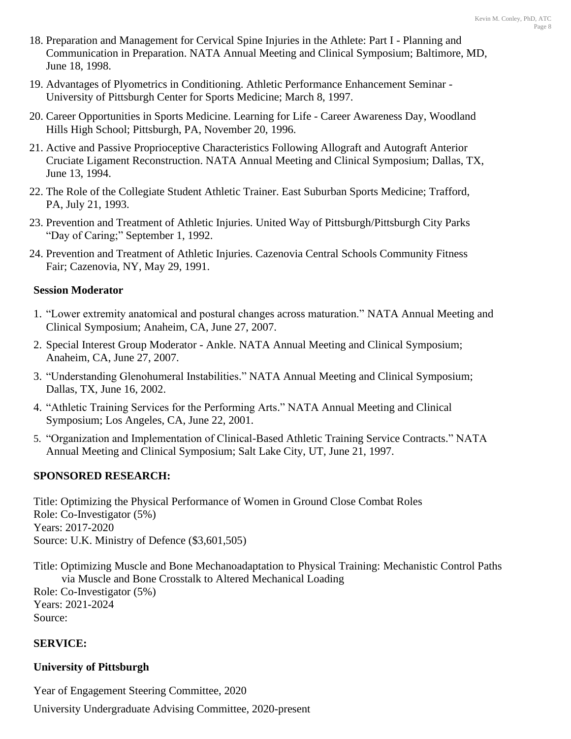18. Preparation and Management for Cervical Spine Injuries in the Athlete: Part I - Planning and Communication in Preparation. NATA Annual Meeting and Clinical Symposium; Baltimore, MD, June 18, 1998.
19. Advantages of Plyometrics in Conditioning. Athletic Performance Enhancement Seminar - University of Pittsburgh Center for Sports Medicine; March 8, 1997.
20. Career Opportunities in Sports Medicine. Learning for Life - Career Awareness Day, Woodland Hills High School; Pittsburgh, PA, November 20, 1996.
21. Active and Passive Proprioceptive Characteristics Following Allograft and Autograft Anterior Cruciate Ligament Reconstruction. NATA Annual Meeting and Clinical Symposium; Dallas, TX, June 13, 1994.
22. The Role of the Collegiate Student Athletic Trainer. East Suburban Sports Medicine; Trafford, PA, July 21, 1993.
23. Prevention and Treatment of Athletic Injuries. United Way of Pittsburgh/Pittsburgh City Parks "Day of Caring;" September 1, 1992.
24. Prevention and Treatment of Athletic Injuries. Cazenovia Central Schools Community Fitness Fair; Cazenovia, NY, May 29, 1991.

### Session Moderator

1. "Lower extremity anatomical and postural changes across maturation." NATA Annual Meeting and Clinical Symposium; Anaheim, CA, June 27, 2007.
2. Special Interest Group Moderator - Ankle. NATA Annual Meeting and Clinical Symposium; Anaheim, CA, June 27, 2007.
3. "Understanding Glenohumeral Instabilities." NATA Annual Meeting and Clinical Symposium; Dallas, TX, June 16, 2002.
4. "Athletic Training Services for the Performing Arts." NATA Annual Meeting and Clinical Symposium; Los Angeles, CA, June 22, 2001.
5. "Organization and Implementation of Clinical-Based Athletic Training Service Contracts." NATA Annual Meeting and Clinical Symposium; Salt Lake City, UT, June 21, 1997.

## SPONSORED RESEARCH:

Title: Optimizing the Physical Performance of Women in Ground Close Combat Roles
Role: Co-Investigator (5%)
Years: 2017-2020
Source: U.K. Ministry of Defence ($3,601,505)

Title: Optimizing Muscle and Bone Mechanoadaptation to Physical Training: Mechanistic Control Paths via Muscle and Bone Crosstalk to Altered Mechanical Loading
Role: Co-Investigator (5%)
Years: 2021-2024
Source:

## SERVICE:

### University of Pittsburgh

Year of Engagement Steering Committee, 2020

University Undergraduate Advising Committee, 2020-present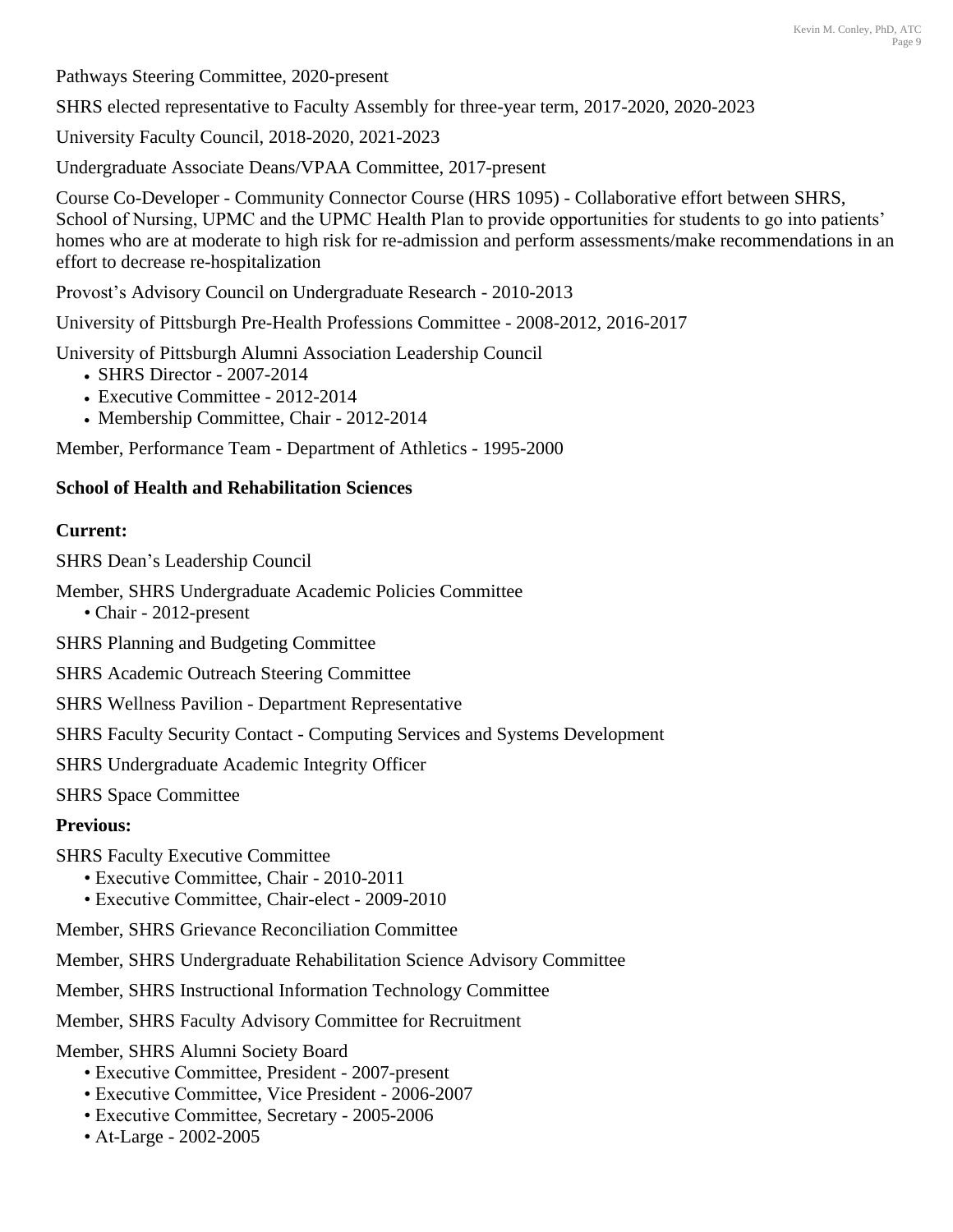Pathways Steering Committee, 2020-present

SHRS elected representative to Faculty Assembly for three-year term, 2017-2020, 2020-2023

University Faculty Council, 2018-2020, 2021-2023

Undergraduate Associate Deans/VPAA Committee, 2017-present

Course Co-Developer - Community Connector Course (HRS 1095) - Collaborative effort between SHRS, School of Nursing, UPMC and the UPMC Health Plan to provide opportunities for students to go into patients' homes who are at moderate to high risk for re-admission and perform assessments/make recommendations in an effort to decrease re-hospitalization

Provost's Advisory Council on Undergraduate Research - 2010-2013

University of Pittsburgh Pre-Health Professions Committee - 2008-2012, 2016-2017

University of Pittsburgh Alumni Association Leadership Council

- SHRS Director - 2007-2014
- Executive Committee - 2012-2014
- Membership Committee, Chair - 2012-2014

Member, Performance Team - Department of Athletics - 1995-2000

**School of Health and Rehabilitation Sciences**

**Current:**

SHRS Dean's Leadership Council

Member, SHRS Undergraduate Academic Policies Committee

- Chair - 2012-present

SHRS Planning and Budgeting Committee

SHRS Academic Outreach Steering Committee

SHRS Wellness Pavilion - Department Representative

SHRS Faculty Security Contact - Computing Services and Systems Development

SHRS Undergraduate Academic Integrity Officer

SHRS Space Committee

**Previous:**

SHRS Faculty Executive Committee

- Executive Committee, Chair - 2010-2011
- Executive Committee, Chair-elect - 2009-2010

Member, SHRS Grievance Reconciliation Committee

Member, SHRS Undergraduate Rehabilitation Science Advisory Committee

Member, SHRS Instructional Information Technology Committee

Member, SHRS Faculty Advisory Committee for Recruitment

Member, SHRS Alumni Society Board

- Executive Committee, President - 2007-present
- Executive Committee, Vice President - 2006-2007
- Executive Committee, Secretary - 2005-2006
- At-Large - 2002-2005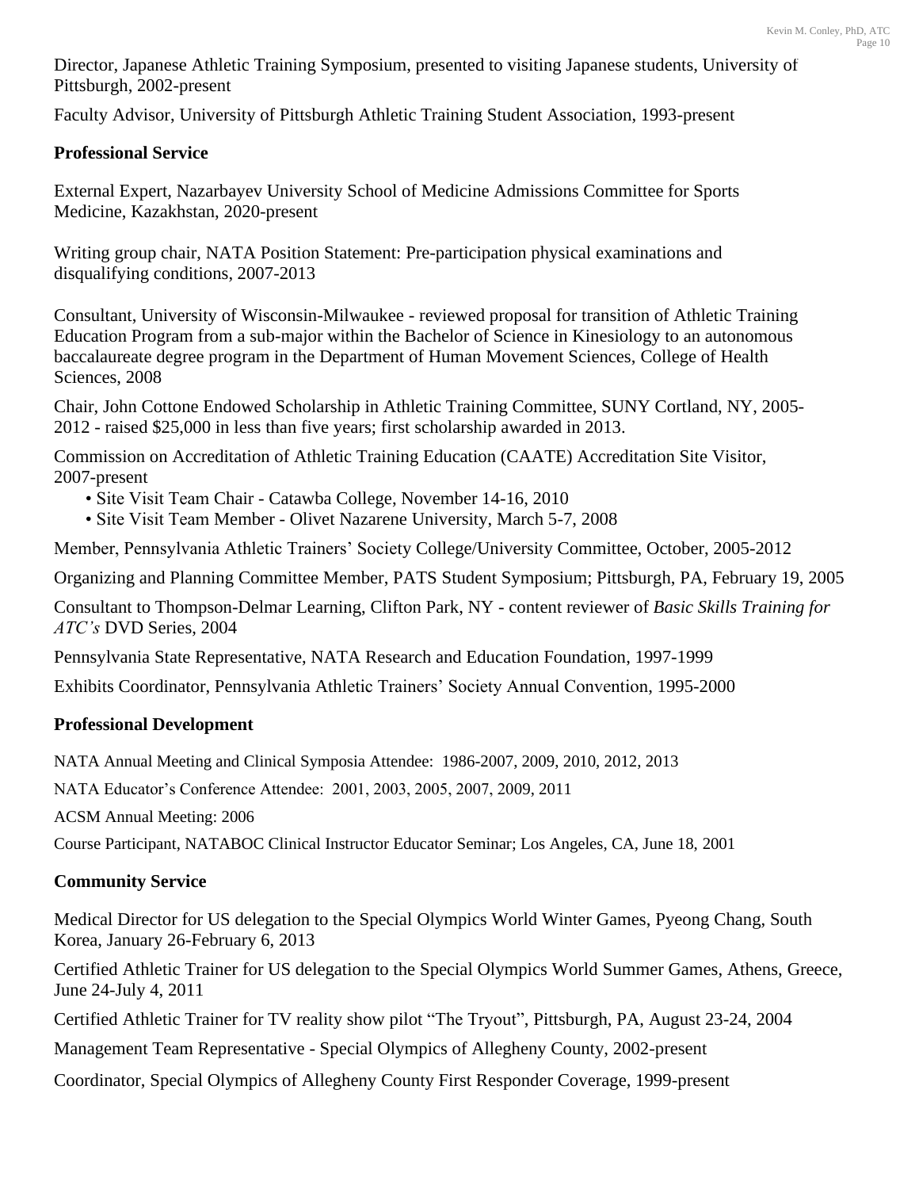Director, Japanese Athletic Training Symposium, presented to visiting Japanese students, University of Pittsburgh, 2002-present

Faculty Advisor, University of Pittsburgh Athletic Training Student Association, 1993-present

**Professional Service**

External Expert, Nazarbayev University School of Medicine Admissions Committee for Sports Medicine, Kazakhstan, 2020-present

Writing group chair, NATA Position Statement: Pre-participation physical examinations and disqualifying conditions, 2007-2013

Consultant, University of Wisconsin-Milwaukee - reviewed proposal for transition of Athletic Training Education Program from a sub-major within the Bachelor of Science in Kinesiology to an autonomous baccalaureate degree program in the Department of Human Movement Sciences, College of Health Sciences, 2008

Chair, John Cottone Endowed Scholarship in Athletic Training Committee, SUNY Cortland, NY, 2005-2012 - raised $25,000 in less than five years; first scholarship awarded in 2013.

Commission on Accreditation of Athletic Training Education (CAATE) Accreditation Site Visitor, 2007-present

- Site Visit Team Chair - Catawba College, November 14-16, 2010
- Site Visit Team Member - Olivet Nazarene University, March 5-7, 2008

Member, Pennsylvania Athletic Trainers' Society College/University Committee, October, 2005-2012

Organizing and Planning Committee Member, PATS Student Symposium; Pittsburgh, PA, February 19, 2005

Consultant to Thompson-Delmar Learning, Clifton Park, NY - content reviewer of *Basic Skills Training for ATC's* DVD Series, 2004

Pennsylvania State Representative, NATA Research and Education Foundation, 1997-1999

Exhibits Coordinator, Pennsylvania Athletic Trainers' Society Annual Convention, 1995-2000

**Professional Development**

NATA Annual Meeting and Clinical Symposia Attendee: 1986-2007, 2009, 2010, 2012, 2013

NATA Educator's Conference Attendee: 2001, 2003, 2005, 2007, 2009, 2011

ACSM Annual Meeting: 2006

Course Participant, NATABOC Clinical Instructor Educator Seminar; Los Angeles, CA, June 18, 2001

**Community Service**

Medical Director for US delegation to the Special Olympics World Winter Games, Pyeong Chang, South Korea, January 26-February 6, 2013

Certified Athletic Trainer for US delegation to the Special Olympics World Summer Games, Athens, Greece, June 24-July 4, 2011

Certified Athletic Trainer for TV reality show pilot "The Tryout", Pittsburgh, PA, August 23-24, 2004

Management Team Representative - Special Olympics of Allegheny County, 2002-present

Coordinator, Special Olympics of Allegheny County First Responder Coverage, 1999-present